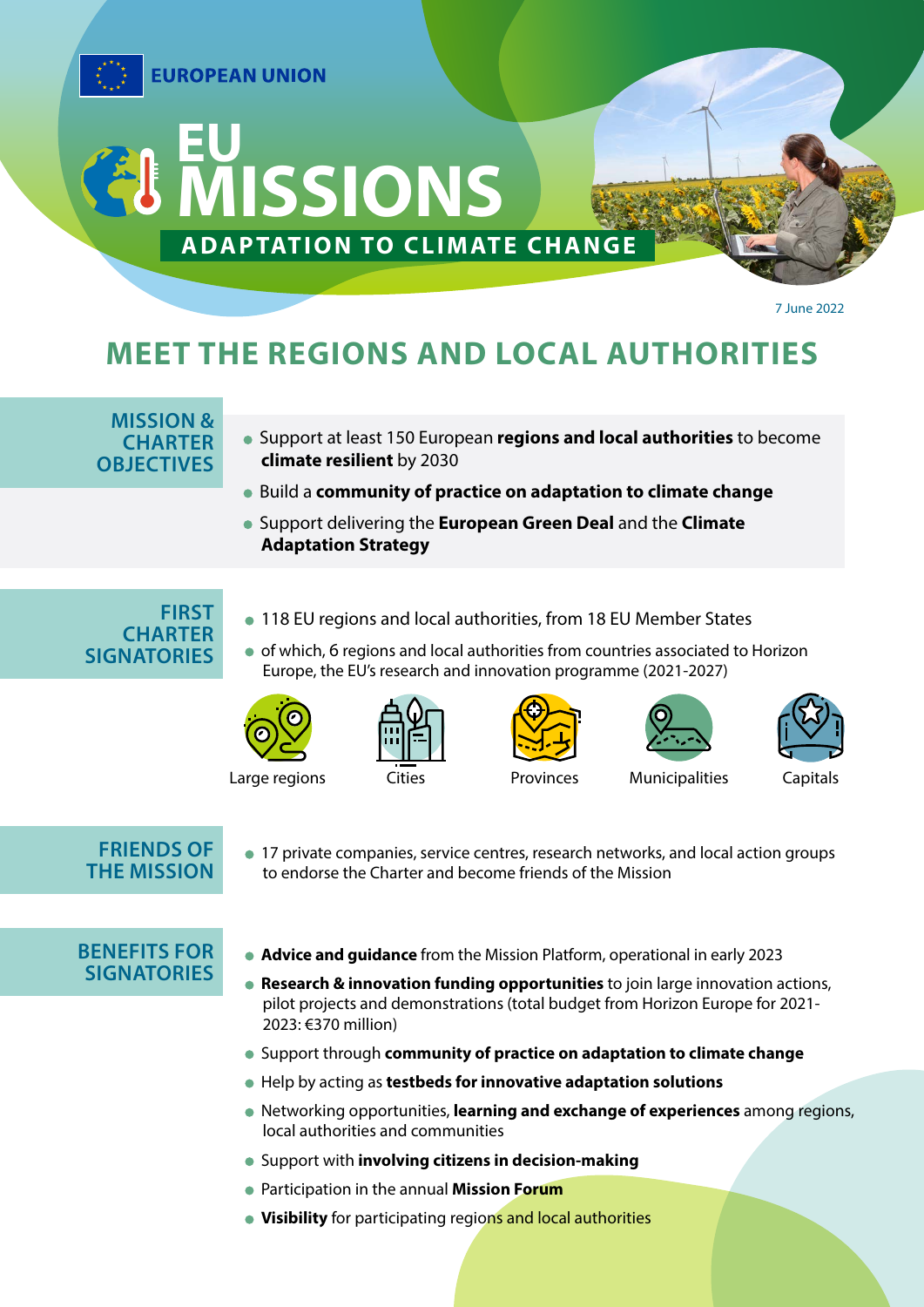EUROPEAN UNION

# EU MISSIONS

## ADAPTATION TO CLIMATE CHANGE

7 June 2022

# MEET THE REGIONS AND LOCAL AUTHORITIES

### MISSION & CHARTER OBJECTIVES

- Support at least 150 European **regions and local authorities** to become **climate resilient** by 2030
- Build a **community of practice on adaptation to climate change**
- Support delivering the **European Green Deal** and the **Climate Adaptation Strategy**

### FIRST CHARTER SIGNATORIES

- 118 EU regions and local authorities, from 18 EU Member States
- of which, 6 regions and local authorities from countries associated to Horizon Europe, the EU's research and innovation programme (2021-2027)

Large regions | Cities | Provinces | Municipalities | Capitals

### FRIENDS OF THE MISSION

- 17 private companies, service centres, research networks, and local action groups to endorse the Charter and become friends of the Mission

### BENEFITS FOR SIGNATORIES

- **Advice and guidance** from the Mission Platform, operational in early 2023
- **Research & innovation funding opportunities** to join large innovation actions, pilot projects and demonstrations (total budget from Horizon Europe for 2021-2023: €370 million)
- Support through **community of practice on adaptation to climate change**
- Help by acting as **testbeds for innovative adaptation solutions**
- Networking opportunities, **learning and exchange of experiences** among regions, local authorities and communities
- Support with **involving citizens in decision-making**
- Participation in the annual **Mission Forum**
- **Visibility** for participating regions and local authorities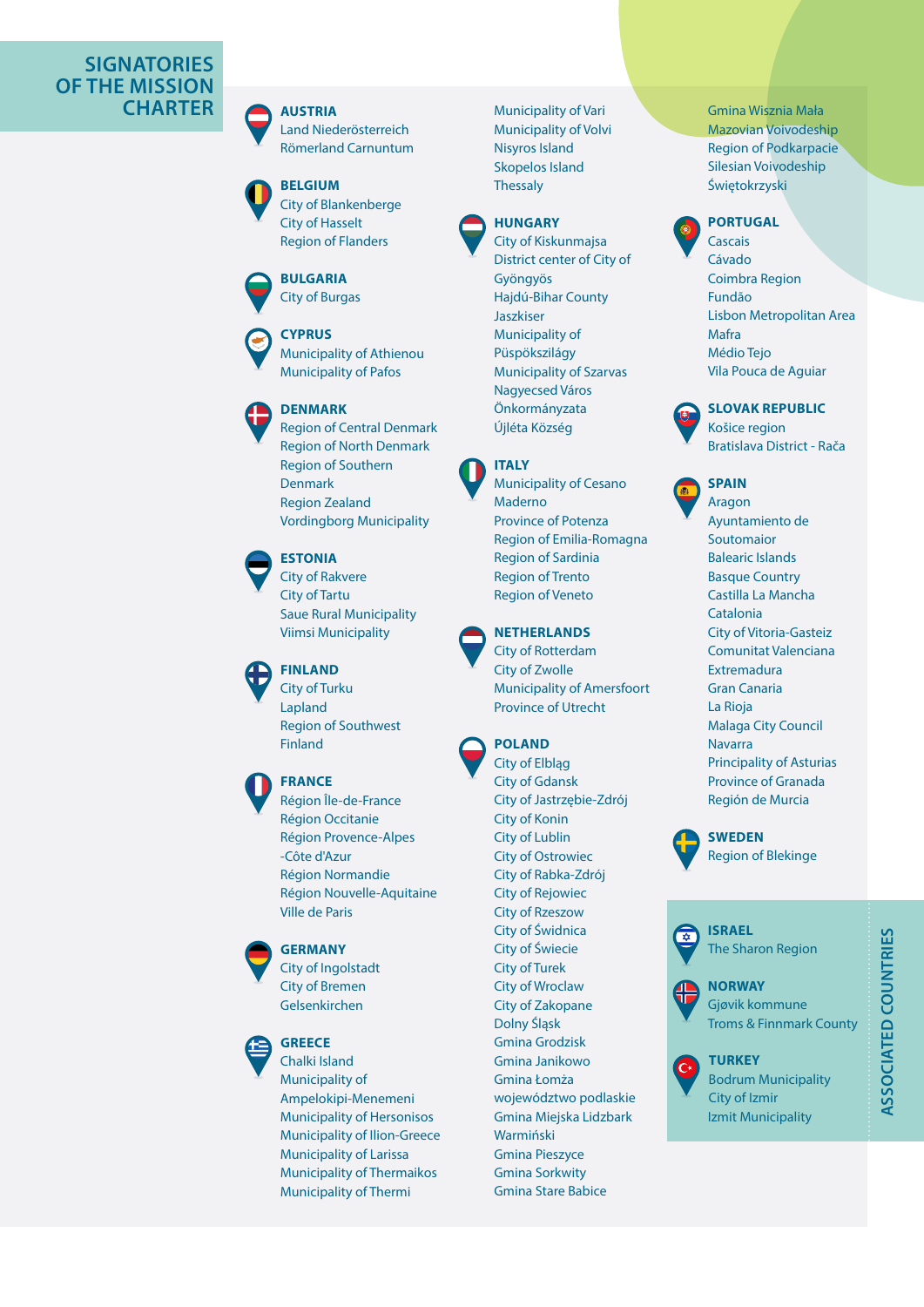# SIGNATORIES OF THE MISSION CHARTER

**AUSTRIA**
- Land Niederösterreich
- Römerland Carnuntum

**BELGIUM**
- City of Blankenberge
- City of Hasselt
- Region of Flanders

**BULGARIA**
- City of Burgas

**CYPRUS**
- Municipality of Athienou
- Municipality of Pafos

**DENMARK**
- Region of Central Denmark
- Region of North Denmark
- Region of Southern Denmark
- Region Zealand
- Vordingborg Municipality

**ESTONIA**
- City of Rakvere
- City of Tartu
- Saue Rural Municipality
- Viimsi Municipality

**FINLAND**
- City of Turku
- Lapland
- Region of Southwest Finland

**FRANCE**
- Région Île-de-France
- Région Occitanie
- Région Provence-Alpes -Côte d'Azur
- Région Normandie
- Région Nouvelle-Aquitaine
- Ville de Paris

**GERMANY**
- City of Ingolstadt
- City of Bremen
- Gelsenkirchen

**GREECE**
- Chalki Island
- Municipality of Ampelokipi-Menemeni
- Municipality of Hersonisos
- Municipality of Ilion-Greece
- Municipality of Larissa
- Municipality of Thermaikos
- Municipality of Thermi
- Municipality of Vari
- Municipality of Volvi
- Nisyros Island
- Skopelos Island
- Thessaly

**HUNGARY**
- City of Kiskunmajsa
- District center of City of Gyöngyös
- Hajdú-Bihar County
- Jaszkiser
- Municipality of Püspökszilágy
- Municipality of Szarvas
- Nagyecsed Város Önkormányzata
- Újléta Község

**ITALY**
- Municipality of Cesano Maderno
- Province of Potenza
- Region of Emilia-Romagna
- Region of Sardinia
- Region of Trento
- Region of Veneto

**NETHERLANDS**
- City of Rotterdam
- City of Zwolle
- Municipality of Amersfoort
- Province of Utrecht

**POLAND**
- City of Elbląg
- City of Gdansk
- City of Jastrzębie-Zdrój
- City of Konin
- City of Lublin
- City of Ostrowiec
- City of Rabka-Zdrój
- City of Rejowiec
- City of Rzeszow
- City of Świdnica
- City of Świecie
- City of Turek
- City of Wroclaw
- City of Zakopane
- Dolny Śląsk
- Gmina Grodzisk
- Gmina Janikowo
- Gmina Łomża województwo podlaskie
- Gmina Miejska Lidzbark Warmiński
- Gmina Pieszyce
- Gmina Sorkwity
- Gmina Stare Babice
- Gmina Wisznia Mała
- Mazovian Voivodeship
- Region of Podkarpacie
- Silesian Voivodeship
- Świętokrzyski

**PORTUGAL**
- Cascais
- Cávado
- Coimbra Region
- Fundão
- Lisbon Metropolitan Area
- Mafra
- Médio Tejo
- Vila Pouca de Aguiar

**SLOVAK REPUBLIC**
- Košice region
- Bratislava District - Rača

**SPAIN**
- Aragon
- Ayuntamiento de Soutomaior
- Balearic Islands
- Basque Country
- Castilla La Mancha
- Catalonia
- City of Vitoria-Gasteiz
- Comunitat Valenciana
- Extremadura
- Gran Canaria
- La Rioja
- Malaga City Council
- Navarra
- Principality of Asturias
- Province of Granada
- Región de Murcia

**SWEDEN**
- Region of Blekinge

## ASSOCIATED COUNTRIES

**ISRAEL**
- The Sharon Region

**NORWAY**
- Gjøvik kommune
- Troms & Finnmark County

**TURKEY**
- Bodrum Municipality
- City of Izmir
- Izmit Municipality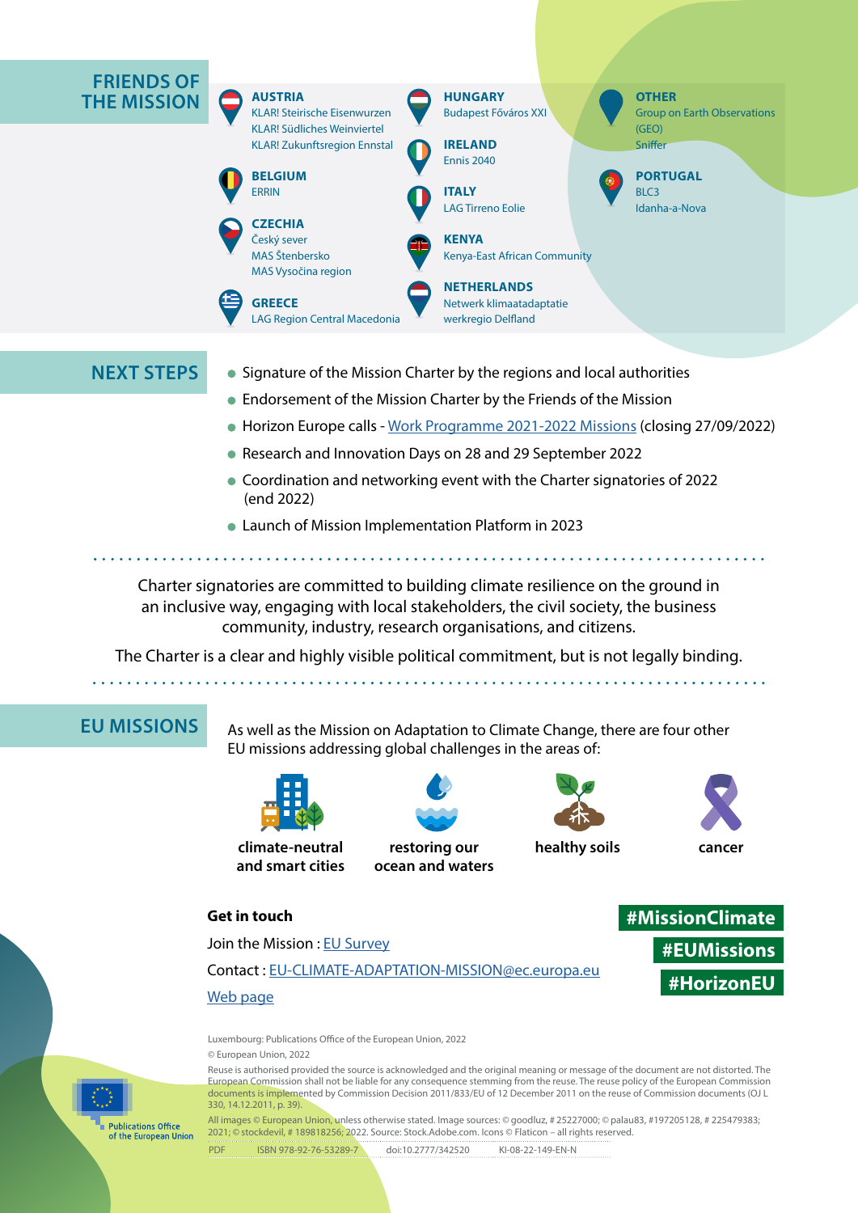## FRIENDS OF THE MISSION

**AUSTRIA**
KLAR! Steirische Eisenwurzen
KLAR! Südliches Weinviertel
KLAR! Zukunftsregion Ennstal

**BELGIUM**
ERRIN

**CZECHIA**
Český sever
MAS Štenbersko
MAS Vysočina region

**GREECE**
LAG Region Central Macedonia

**HUNGARY**
Budapest Főváros XXI

**IRELAND**
Ennis 2040

**ITALY**
LAG Tirreno Eolie

**KENYA**
Kenya-East African Community

**NETHERLANDS**
Netwerk klimaatadaptatie werkregio Delfland

**OTHER**
Group on Earth Observations (GEO)
Sniffer

**PORTUGAL**
BLC3
Idanha-a-Nova

## NEXT STEPS

- Signature of the Mission Charter by the regions and local authorities
- Endorsement of the Mission Charter by the Friends of the Mission
- Horizon Europe calls - Work Programme 2021-2022 Missions (closing 27/09/2022)
- Research and Innovation Days on 28 and 29 September 2022
- Coordination and networking event with the Charter signatories of 2022 (end 2022)
- Launch of Mission Implementation Platform in 2023

Charter signatories are committed to building climate resilience on the ground in an inclusive way, engaging with local stakeholders, the civil society, the business community, industry, research organisations, and citizens.

The Charter is a clear and highly visible political commitment, but is not legally binding.

## EU MISSIONS

As well as the Mission on Adaptation to Climate Change, there are four other EU missions addressing global challenges in the areas of:

- climate-neutral and smart cities
- restoring our ocean and waters
- healthy soils
- cancer

**Get in touch**

Join the Mission : EU Survey

Contact : EU-CLIMATE-ADAPTATION-MISSION@ec.europa.eu

Web page

**#MissionClimate**
**#EUMissions**
**#HorizonEU**

Luxembourg: Publications Office of the European Union, 2022

© European Union, 2022

Reuse is authorised provided the source is acknowledged and the original meaning or message of the document are not distorted. The European Commission shall not be liable for any consequence stemming from the reuse. The reuse policy of the European Commission documents is implemented by Commission Decision 2011/833/EU of 12 December 2011 on the reuse of Commission documents (OJ L 330, 14.12.2011, p. 39).

All images © European Union, unless otherwise stated. Image sources: © goodluz, # 25227000; © palau83, #197205128, # 225479383; 2021; © stockdevil, # 189818256; 2022. Source: Stock.Adobe.com. Icons © Flaticon – all rights reserved.

PDF ISBN 978-92-76-53289-7 doi:10.2777/342520 KI-08-22-149-EN-N

Publications Office of the European Union